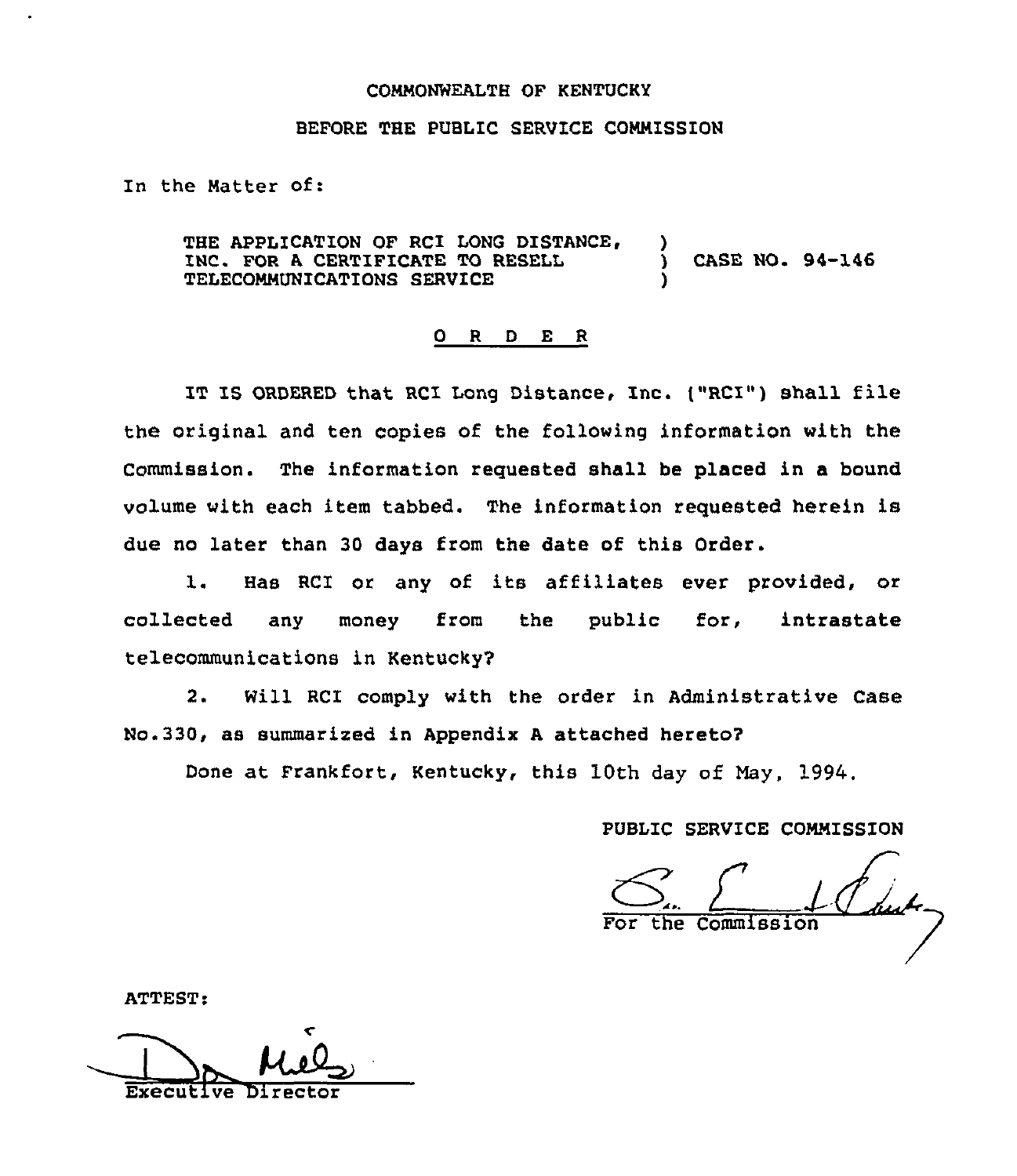COMMONWEALTH OF KENTUCKY

BEFORE THE PUBLIC SERVICE COMMISSION

In the Matter of:

| | | |
|---|---|---|
| THE APPLICATION OF RCI LONG DISTANCE, INC. FOR A CERTIFICATE TO RESELL TELECOMMUNICATIONS SERVICE | ) ) ) | CASE NO. 94-146 |

## O R D E R

IT IS ORDERED that RCI Long Distance, Inc. ("RCI") shall file the original and ten copies of the following information with the Commission. The information requested shall be placed in a bound volume with each item tabbed. The information requested herein is due no later than 30 days from the date of this Order.

1. Has RCI or any of its affiliates ever provided, or collected any money from the public for, intrastate telecommunications in Kentucky?

2. Will RCI comply with the order in Administrative Case No.330, as summarized in Appendix A attached hereto?

Done at Frankfort, Kentucky, this 10th day of May, 1994.

PUBLIC SERVICE COMMISSION

For the Commission

ATTEST:

Executive Director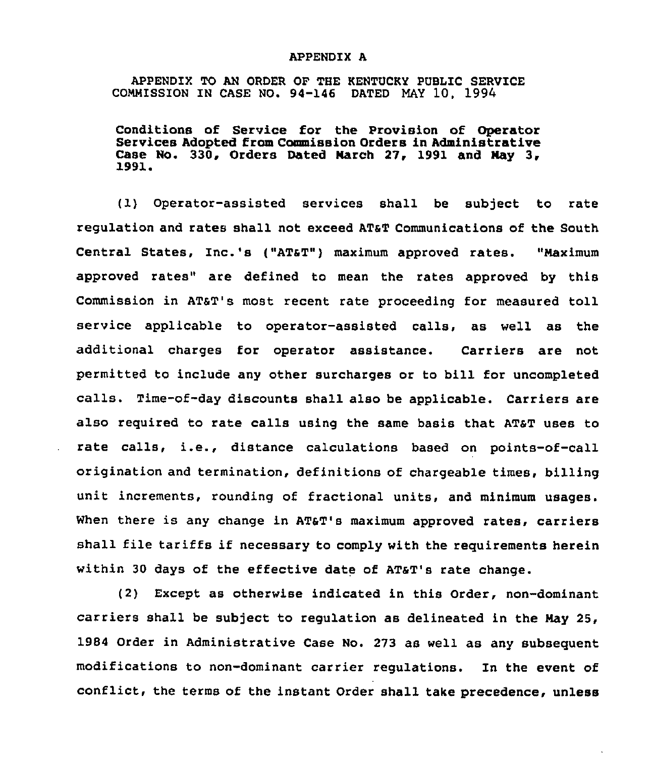APPENDIX A

APPENDIX TO AN ORDER OF THE KENTUCKY PUBLIC SERVICE COMMISSION IN CASE NO. 94-146 DATED MAY 10, 1994

**Conditions of Service for the Provision of Operator Services Adopted from Commission Orders in Administrative Case No. 330, Orders Dated March 27, 1991 and May 3, 1991.**

(1) Operator-assisted services shall be subject to rate regulation and rates shall not exceed AT&T Communications of the South Central States, Inc.'s ("AT&T") maximum approved rates. "Maximum approved rates" are defined to mean the rates approved by this Commission in AT&T's most recent rate proceeding for measured toll service applicable to operator-assisted calls, as well as the additional charges for operator assistance. Carriers are not permitted to include any other surcharges or to bill for uncompleted calls. Time-of-day discounts shall also be applicable. Carriers are also required to rate calls using the same basis that AT&T uses to rate calls, i.e., distance calculations based on points-of-call origination and termination, definitions of chargeable times, billing unit increments, rounding of fractional units, and minimum usages. When there is any change in AT&T's maximum approved rates, carriers shall file tariffs if necessary to comply with the requirements herein within 30 days of the effective date of AT&T's rate change.

(2) Except as otherwise indicated in this Order, non-dominant carriers shall be subject to regulation as delineated in the May 25, 1984 Order in Administrative Case No. 273 as well as any subsequent modifications to non-dominant carrier regulations. In the event of conflict, the terms of the instant Order shall take precedence, unless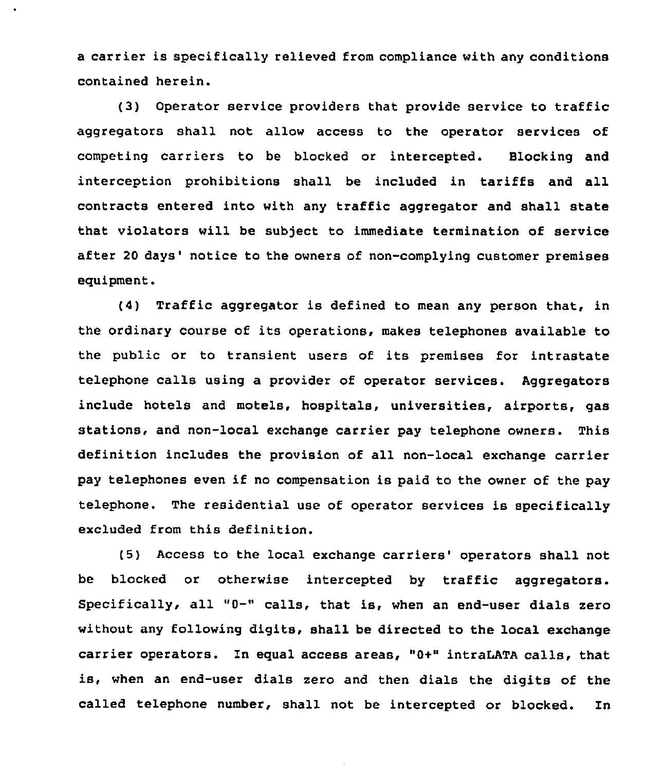a carrier is specifically relieved from compliance with any conditions contained herein.

(3) Operator service providers that provide service to traffic aggregators shall not allow access to the operator services of competing carriers to be blocked or intercepted. Blocking and interception prohibitions shall be included in tariffs and all contracts entered into with any traffic aggregator and shall state that violators will be subject to immediate termination of service after 20 days' notice to the owners of non-complying customer premises equipment.

(4) Traffic aggregator is defined to mean any person that, in the ordinary course of its operations, makes telephones available to the public or to transient users of its premises for intrastate telephone calls using a provider of operator services. Aggregators include hotels and motels, hospitals, universities, airports, gas stations, and non-local exchange carrier pay telephone owners. This definition includes the provision of all non-local exchange carrier pay telephones even if no compensation is paid to the owner of the pay telephone. The residential use of operator services is specifically excluded from this definition.

(5) Access to the local exchange carriers' operators shall not be blocked or otherwise intercepted by traffic aggregators. Specifically, all "0-" calls, that is, when an end-user dials zero without any following digits, shall be directed to the local exchange carrier operators. In equal access areas, "0+" intraLATA calls, that is, when an end-user dials zero and then dials the digits of the called telephone number, shall not be intercepted or blocked. In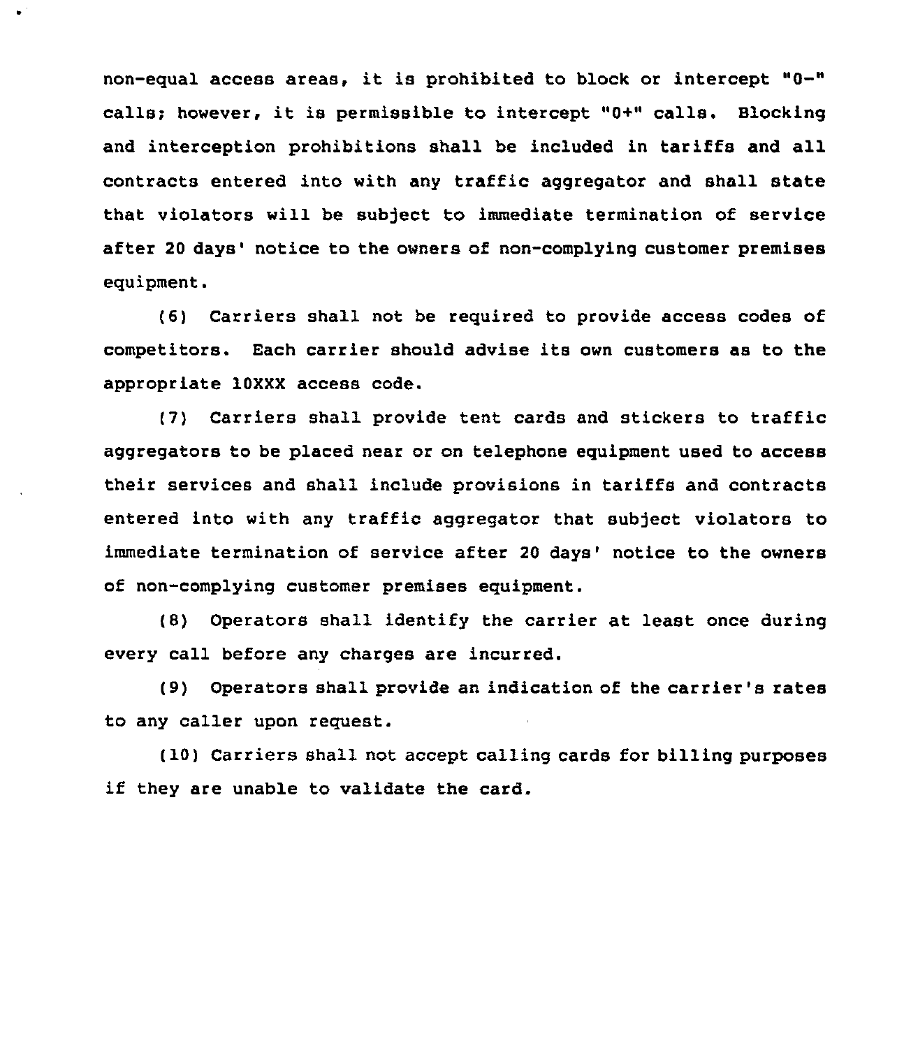non-equal access areas, it is prohibited to block or intercept "0-" calls; however, it is permissible to intercept "0+" calls. Blocking and interception prohibitions shall be included in tariffs and all contracts entered into with any traffic aggregator and shall state that violators will be subject to immediate termination of service after 20 days' notice to the owners of non-complying customer premises equipment.

(6) Carriers shall not be required to provide access codes of competitors. Each carrier should advise its own customers as to the appropriate 10XXX access code.

(7) Carriers shall provide tent cards and stickers to traffic aggregators to be placed near or on telephone equipment used to access their services and shall include provisions in tariffs and contracts entered into with any traffic aggregator that subject violators to immediate termination of service after 20 days' notice to the owners of non-complying customer premises equipment.

(8) Operators shall identify the carrier at least once during every call before any charges are incurred.

(9) Operators shall provide an indication of the carrier's rates to any caller upon request.

(10) Carriers shall not accept calling cards for billing purposes if they are unable to validate the card.